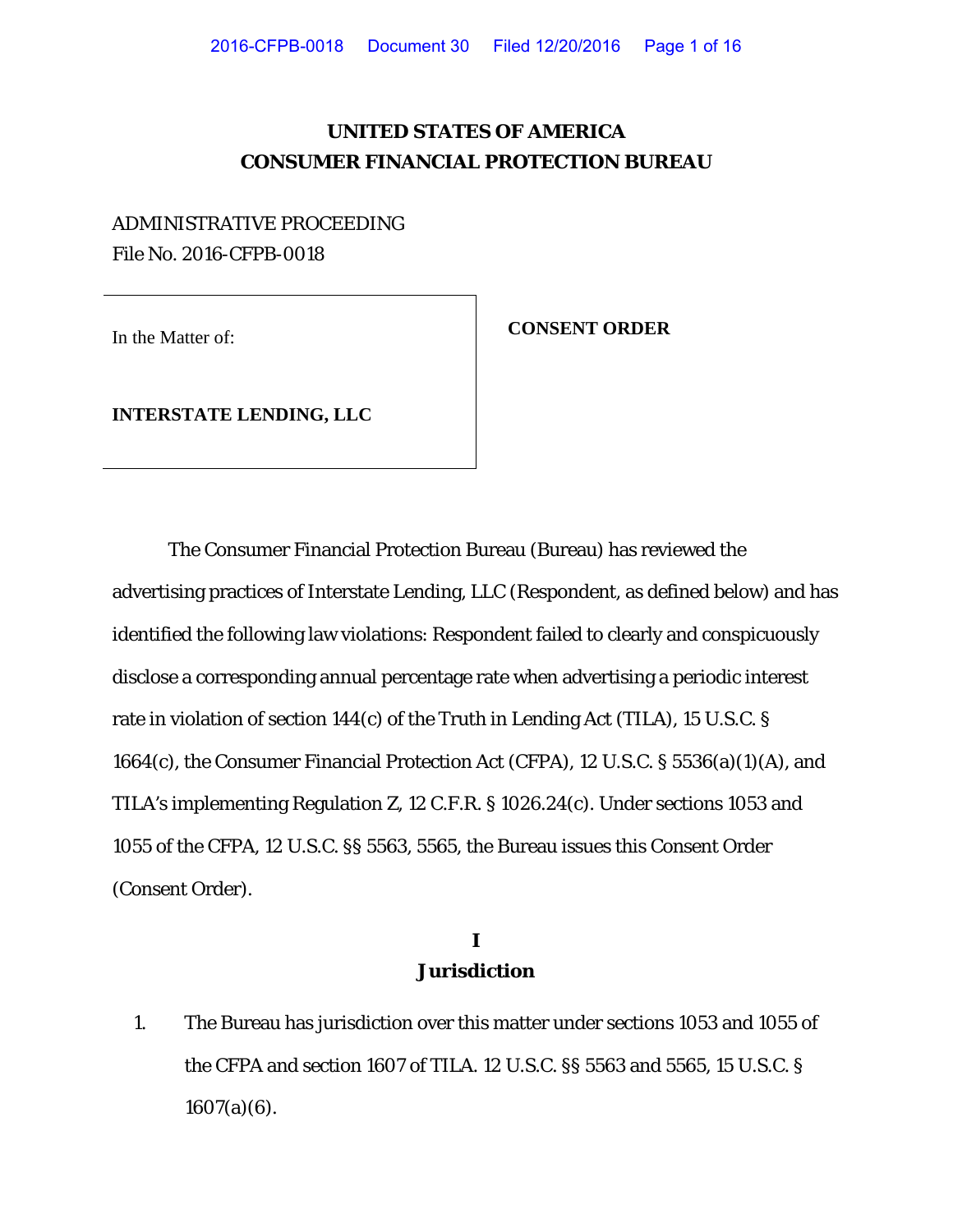# UNITED STATES OF AMERICA
# CONSUMER FINANCIAL PROTECTION BUREAU

ADMINISTRATIVE PROCEEDING
File No. 2016-CFPB-0018

| In the Matter of:<br><br>**INTERSTATE LENDING, LLC** | **CONSENT ORDER** |
|---|---|

The Consumer Financial Protection Bureau (Bureau) has reviewed the advertising practices of Interstate Lending, LLC (Respondent, as defined below) and has identified the following law violations: Respondent failed to clearly and conspicuously disclose a corresponding annual percentage rate when advertising a periodic interest rate in violation of section 144(c) of the Truth in Lending Act (TILA), 15 U.S.C. § 1664(c), the Consumer Financial Protection Act (CFPA), 12 U.S.C. § 5536(a)(1)(A), and TILA's implementing Regulation Z, 12 C.F.R. § 1026.24(c). Under sections 1053 and 1055 of the CFPA, 12 U.S.C. §§ 5563, 5565, the Bureau issues this Consent Order (Consent Order).

## I
## Jurisdiction

1. The Bureau has jurisdiction over this matter under sections 1053 and 1055 of the CFPA and section 1607 of TILA. 12 U.S.C. §§ 5563 and 5565, 15 U.S.C. § 1607(a)(6).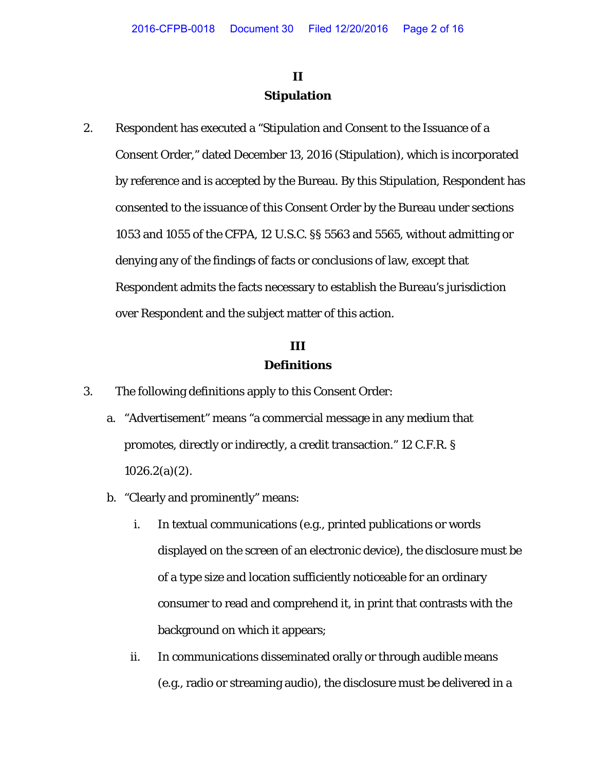## II
## Stipulation

2. Respondent has executed a "Stipulation and Consent to the Issuance of a Consent Order," dated December 13, 2016 (Stipulation), which is incorporated by reference and is accepted by the Bureau. By this Stipulation, Respondent has consented to the issuance of this Consent Order by the Bureau under sections 1053 and 1055 of the CFPA, 12 U.S.C. §§ 5563 and 5565, without admitting or denying any of the findings of facts or conclusions of law, except that Respondent admits the facts necessary to establish the Bureau's jurisdiction over Respondent and the subject matter of this action.

## III
## Definitions

3. The following definitions apply to this Consent Order:

   a. "Advertisement" means "a commercial message in any medium that promotes, directly or indirectly, a credit transaction." 12 C.F.R. § 1026.2(a)(2).

   b. "Clearly and prominently" means:

      i. In textual communications (e.g., printed publications or words displayed on the screen of an electronic device), the disclosure must be of a type size and location sufficiently noticeable for an ordinary consumer to read and comprehend it, in print that contrasts with the background on which it appears;

      ii. In communications disseminated orally or through audible means (e.g., radio or streaming audio), the disclosure must be delivered in a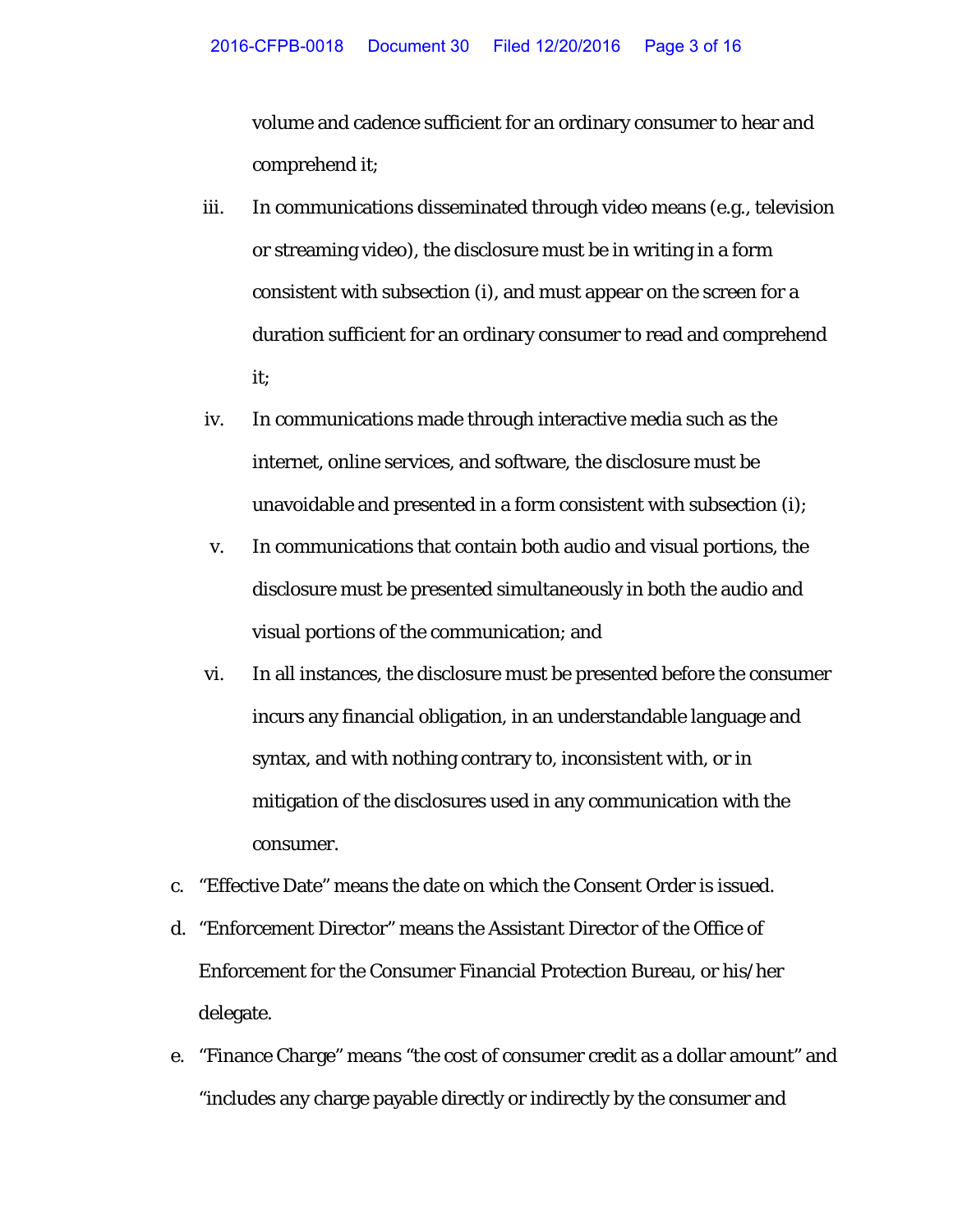volume and cadence sufficient for an ordinary consumer to hear and comprehend it;

iii. In communications disseminated through video means (e.g., television or streaming video), the disclosure must be in writing in a form consistent with subsection (i), and must appear on the screen for a duration sufficient for an ordinary consumer to read and comprehend it;

iv. In communications made through interactive media such as the internet, online services, and software, the disclosure must be unavoidable and presented in a form consistent with subsection (i);

v. In communications that contain both audio and visual portions, the disclosure must be presented simultaneously in both the audio and visual portions of the communication; and

vi. In all instances, the disclosure must be presented before the consumer incurs any financial obligation, in an understandable language and syntax, and with nothing contrary to, inconsistent with, or in mitigation of the disclosures used in any communication with the consumer.

c. "Effective Date" means the date on which the Consent Order is issued.

d. "Enforcement Director" means the Assistant Director of the Office of Enforcement for the Consumer Financial Protection Bureau, or his/her delegate.

e. "Finance Charge" means "the cost of consumer credit as a dollar amount" and "includes any charge payable directly or indirectly by the consumer and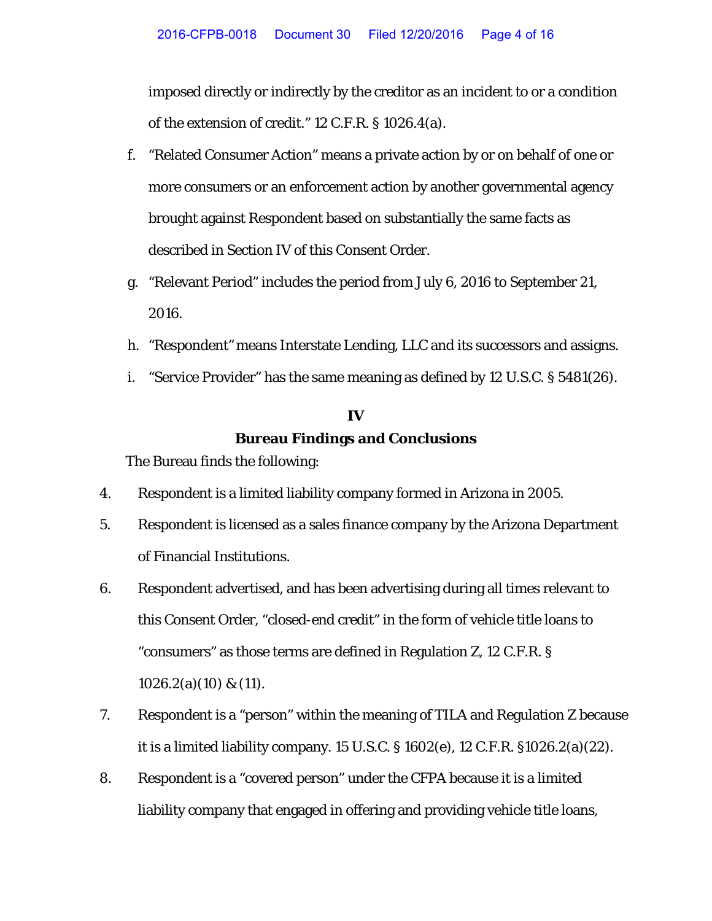imposed directly or indirectly by the creditor as an incident to or a condition of the extension of credit." 12 C.F.R. § 1026.4(a).

f. "Related Consumer Action" means a private action by or on behalf of one or more consumers or an enforcement action by another governmental agency brought against Respondent based on substantially the same facts as described in Section IV of this Consent Order.

g. "Relevant Period" includes the period from July 6, 2016 to September 21, 2016.

h. "Respondent" means Interstate Lending, LLC and its successors and assigns.

i. "Service Provider" has the same meaning as defined by 12 U.S.C. § 5481(26).

## IV
## Bureau Findings and Conclusions

The Bureau finds the following:

4. Respondent is a limited liability company formed in Arizona in 2005.

5. Respondent is licensed as a sales finance company by the Arizona Department of Financial Institutions.

6. Respondent advertised, and has been advertising during all times relevant to this Consent Order, "closed-end credit" in the form of vehicle title loans to "consumers" as those terms are defined in Regulation Z, 12 C.F.R. § 1026.2(a)(10) & (11).

7. Respondent is a "person" within the meaning of TILA and Regulation Z because it is a limited liability company. 15 U.S.C. § 1602(e), 12 C.F.R. §1026.2(a)(22).

8. Respondent is a "covered person" under the CFPA because it is a limited liability company that engaged in offering and providing vehicle title loans,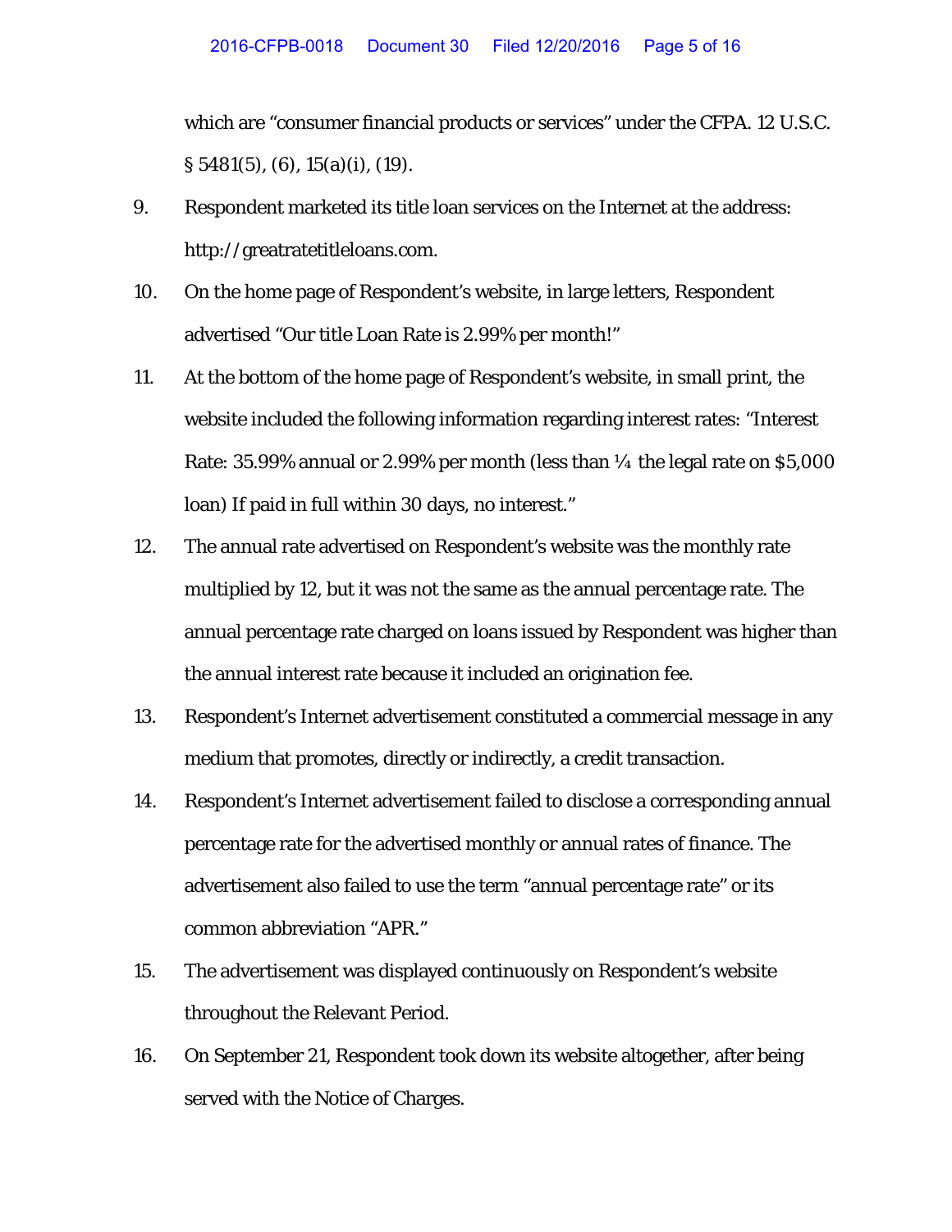which are "consumer financial products or services" under the CFPA. 12 U.S.C. § 5481(5), (6), 15(a)(i), (19).

9. Respondent marketed its title loan services on the Internet at the address: http://greatratetitleloans.com.

10. On the home page of Respondent's website, in large letters, Respondent advertised "Our title Loan Rate is 2.99% per month!"

11. At the bottom of the home page of Respondent's website, in small print, the website included the following information regarding interest rates: "Interest Rate: 35.99% annual or 2.99% per month (less than ¼ the legal rate on $5,000 loan) If paid in full within 30 days, no interest."

12. The annual rate advertised on Respondent's website was the monthly rate multiplied by 12, but it was not the same as the annual percentage rate. The annual percentage rate charged on loans issued by Respondent was higher than the annual interest rate because it included an origination fee.

13. Respondent's Internet advertisement constituted a commercial message in any medium that promotes, directly or indirectly, a credit transaction.

14. Respondent's Internet advertisement failed to disclose a corresponding annual percentage rate for the advertised monthly or annual rates of finance. The advertisement also failed to use the term "annual percentage rate" or its common abbreviation "APR."

15. The advertisement was displayed continuously on Respondent's website throughout the Relevant Period.

16. On September 21, Respondent took down its website altogether, after being served with the Notice of Charges.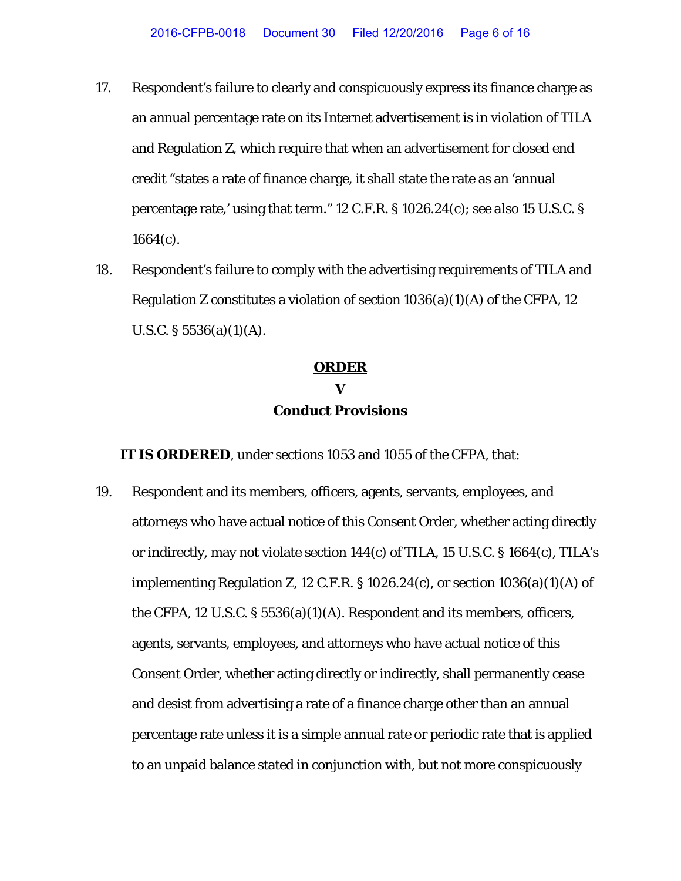17. Respondent's failure to clearly and conspicuously express its finance charge as an annual percentage rate on its Internet advertisement is in violation of TILA and Regulation Z, which require that when an advertisement for closed end credit "states a rate of finance charge, it shall state the rate as an 'annual percentage rate,' using that term." 12 C.F.R. § 1026.24(c); *see also* 15 U.S.C. § 1664(c).

18. Respondent's failure to comply with the advertising requirements of TILA and Regulation Z constitutes a violation of section 1036(a)(1)(A) of the CFPA, 12 U.S.C. § 5536(a)(1)(A).

## ORDER

## V

## Conduct Provisions

**IT IS ORDERED**, under sections 1053 and 1055 of the CFPA, that:

19. Respondent and its members, officers, agents, servants, employees, and attorneys who have actual notice of this Consent Order, whether acting directly or indirectly, may not violate section 144(c) of TILA, 15 U.S.C. § 1664(c), TILA's implementing Regulation Z, 12 C.F.R. § 1026.24(c), or section 1036(a)(1)(A) of the CFPA, 12 U.S.C. § 5536(a)(1)(A). Respondent and its members, officers, agents, servants, employees, and attorneys who have actual notice of this Consent Order, whether acting directly or indirectly, shall permanently cease and desist from advertising a rate of a finance charge other than an annual percentage rate unless it is a simple annual rate or periodic rate that is applied to an unpaid balance stated in conjunction with, but not more conspicuously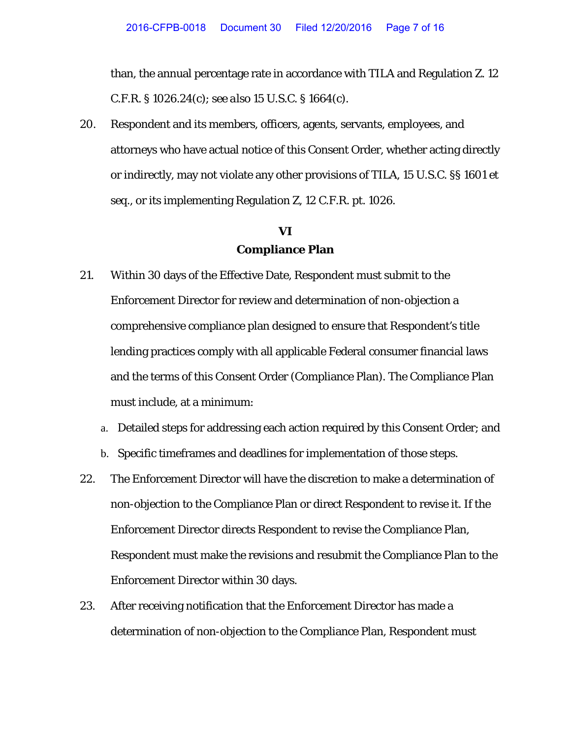than, the annual percentage rate in accordance with TILA and Regulation Z. 12 C.F.R. § 1026.24(c); see also 15 U.S.C. § 1664(c).

20. Respondent and its members, officers, agents, servants, employees, and attorneys who have actual notice of this Consent Order, whether acting directly or indirectly, may not violate any other provisions of TILA, 15 U.S.C. §§ 1601 et seq., or its implementing Regulation Z, 12 C.F.R. pt. 1026.

## VI
## Compliance Plan

21. Within 30 days of the Effective Date, Respondent must submit to the Enforcement Director for review and determination of non-objection a comprehensive compliance plan designed to ensure that Respondent's title lending practices comply with all applicable Federal consumer financial laws and the terms of this Consent Order (Compliance Plan). The Compliance Plan must include, at a minimum:

    a. Detailed steps for addressing each action required by this Consent Order; and

    b. Specific timeframes and deadlines for implementation of those steps.

22. The Enforcement Director will have the discretion to make a determination of non-objection to the Compliance Plan or direct Respondent to revise it. If the Enforcement Director directs Respondent to revise the Compliance Plan, Respondent must make the revisions and resubmit the Compliance Plan to the Enforcement Director within 30 days.

23. After receiving notification that the Enforcement Director has made a determination of non-objection to the Compliance Plan, Respondent must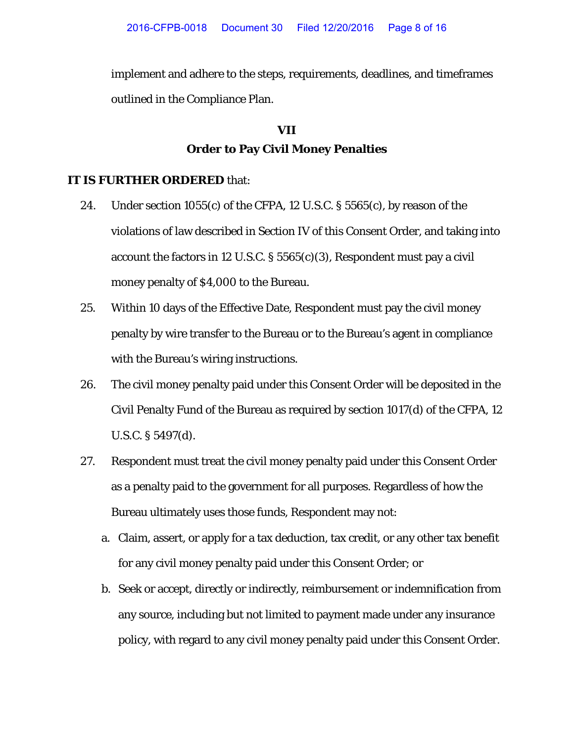implement and adhere to the steps, requirements, deadlines, and timeframes outlined in the Compliance Plan.

## VII
## Order to Pay Civil Money Penalties

**IT IS FURTHER ORDERED** that:

24. Under section 1055(c) of the CFPA, 12 U.S.C. § 5565(c), by reason of the violations of law described in Section IV of this Consent Order, and taking into account the factors in 12 U.S.C. § 5565(c)(3), Respondent must pay a civil money penalty of $4,000 to the Bureau.

25. Within 10 days of the Effective Date, Respondent must pay the civil money penalty by wire transfer to the Bureau or to the Bureau's agent in compliance with the Bureau's wiring instructions.

26. The civil money penalty paid under this Consent Order will be deposited in the Civil Penalty Fund of the Bureau as required by section 1017(d) of the CFPA, 12 U.S.C. § 5497(d).

27. Respondent must treat the civil money penalty paid under this Consent Order as a penalty paid to the government for all purposes. Regardless of how the Bureau ultimately uses those funds, Respondent may not:

    a. Claim, assert, or apply for a tax deduction, tax credit, or any other tax benefit for any civil money penalty paid under this Consent Order; or

    b. Seek or accept, directly or indirectly, reimbursement or indemnification from any source, including but not limited to payment made under any insurance policy, with regard to any civil money penalty paid under this Consent Order.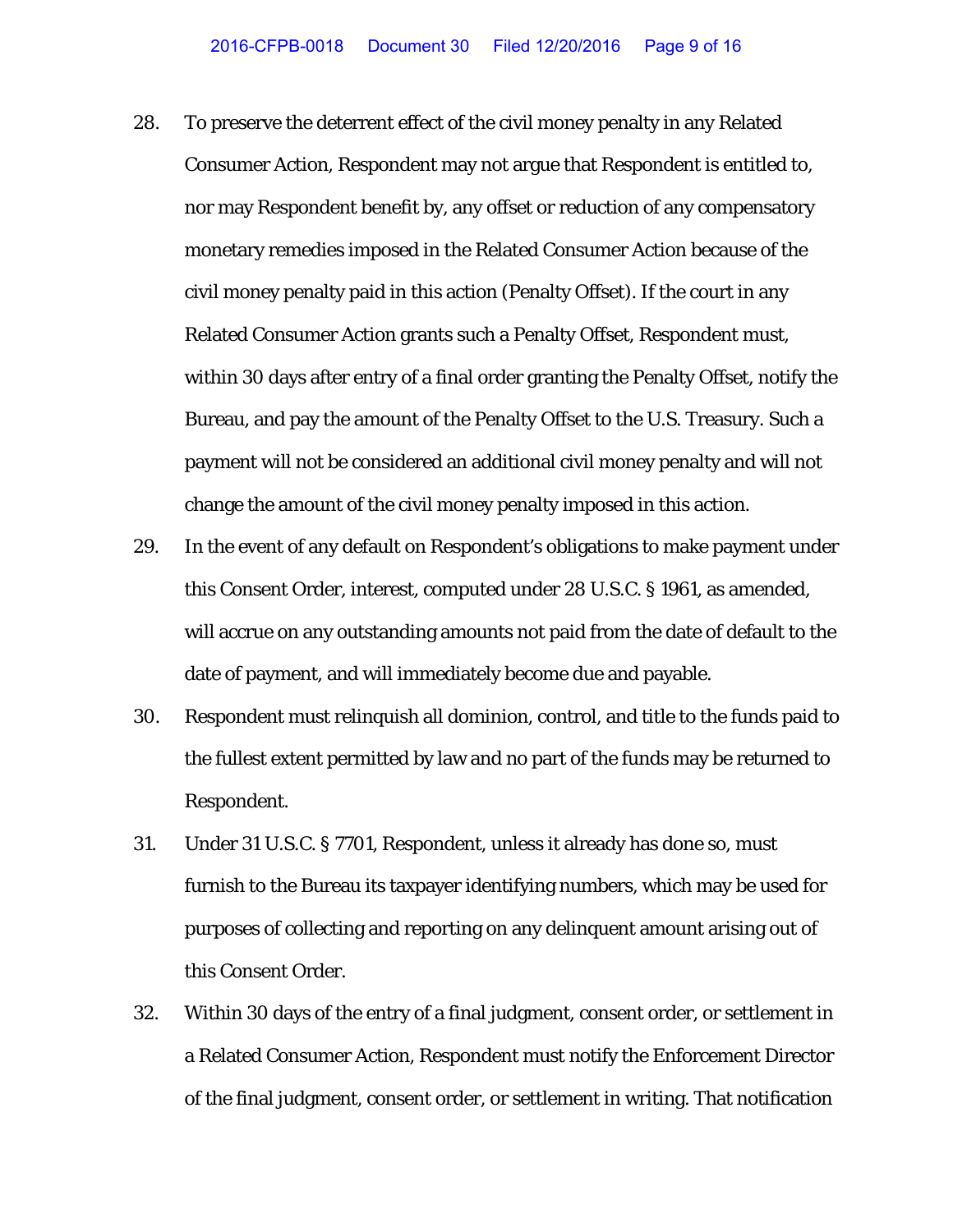28. To preserve the deterrent effect of the civil money penalty in any Related Consumer Action, Respondent may not argue that Respondent is entitled to, nor may Respondent benefit by, any offset or reduction of any compensatory monetary remedies imposed in the Related Consumer Action because of the civil money penalty paid in this action (Penalty Offset). If the court in any Related Consumer Action grants such a Penalty Offset, Respondent must, within 30 days after entry of a final order granting the Penalty Offset, notify the Bureau, and pay the amount of the Penalty Offset to the U.S. Treasury. Such a payment will not be considered an additional civil money penalty and will not change the amount of the civil money penalty imposed in this action.

29. In the event of any default on Respondent's obligations to make payment under this Consent Order, interest, computed under 28 U.S.C. § 1961, as amended, will accrue on any outstanding amounts not paid from the date of default to the date of payment, and will immediately become due and payable.

30. Respondent must relinquish all dominion, control, and title to the funds paid to the fullest extent permitted by law and no part of the funds may be returned to Respondent.

31. Under 31 U.S.C. § 7701, Respondent, unless it already has done so, must furnish to the Bureau its taxpayer identifying numbers, which may be used for purposes of collecting and reporting on any delinquent amount arising out of this Consent Order.

32. Within 30 days of the entry of a final judgment, consent order, or settlement in a Related Consumer Action, Respondent must notify the Enforcement Director of the final judgment, consent order, or settlement in writing. That notification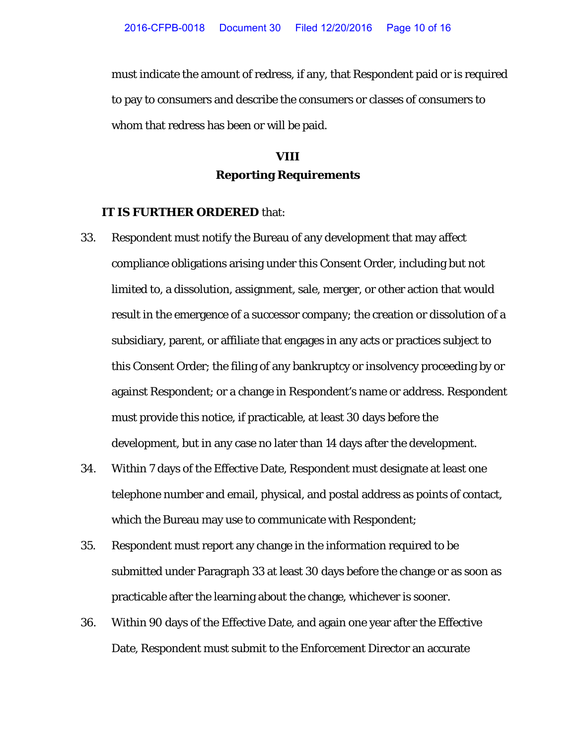must indicate the amount of redress, if any, that Respondent paid or is required to pay to consumers and describe the consumers or classes of consumers to whom that redress has been or will be paid.

## VIII
## Reporting Requirements

**IT IS FURTHER ORDERED** that:

33. Respondent must notify the Bureau of any development that may affect compliance obligations arising under this Consent Order, including but not limited to, a dissolution, assignment, sale, merger, or other action that would result in the emergence of a successor company; the creation or dissolution of a subsidiary, parent, or affiliate that engages in any acts or practices subject to this Consent Order; the filing of any bankruptcy or insolvency proceeding by or against Respondent; or a change in Respondent's name or address. Respondent must provide this notice, if practicable, at least 30 days before the development, but in any case no later than 14 days after the development.

34. Within 7 days of the Effective Date, Respondent must designate at least one telephone number and email, physical, and postal address as points of contact, which the Bureau may use to communicate with Respondent;

35. Respondent must report any change in the information required to be submitted under Paragraph 33 at least 30 days before the change or as soon as practicable after the learning about the change, whichever is sooner.

36. Within 90 days of the Effective Date, and again one year after the Effective Date, Respondent must submit to the Enforcement Director an accurate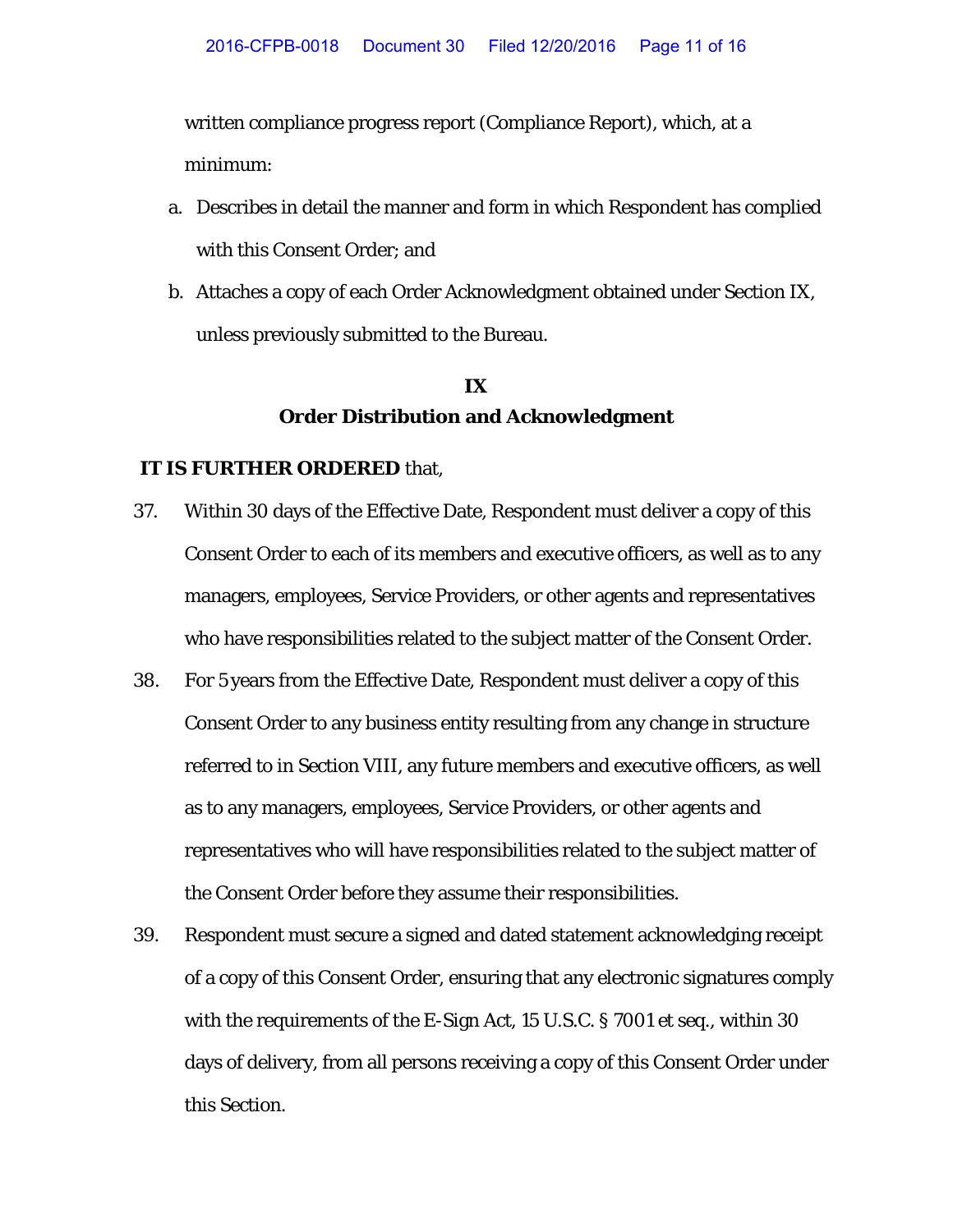written compliance progress report (Compliance Report), which, at a minimum:

a. Describes in detail the manner and form in which Respondent has complied with this Consent Order; and

b. Attaches a copy of each Order Acknowledgment obtained under Section IX, unless previously submitted to the Bureau.

## IX
## Order Distribution and Acknowledgment

**IT IS FURTHER ORDERED** that,

37. Within 30 days of the Effective Date, Respondent must deliver a copy of this Consent Order to each of its members and executive officers, as well as to any managers, employees, Service Providers, or other agents and representatives who have responsibilities related to the subject matter of the Consent Order.

38. For 5 years from the Effective Date, Respondent must deliver a copy of this Consent Order to any business entity resulting from any change in structure referred to in Section VIII, any future members and executive officers, as well as to any managers, employees, Service Providers, or other agents and representatives who will have responsibilities related to the subject matter of the Consent Order before they assume their responsibilities.

39. Respondent must secure a signed and dated statement acknowledging receipt of a copy of this Consent Order, ensuring that any electronic signatures comply with the requirements of the E-Sign Act, 15 U.S.C. § 7001 *et seq.*, within 30 days of delivery, from all persons receiving a copy of this Consent Order under this Section.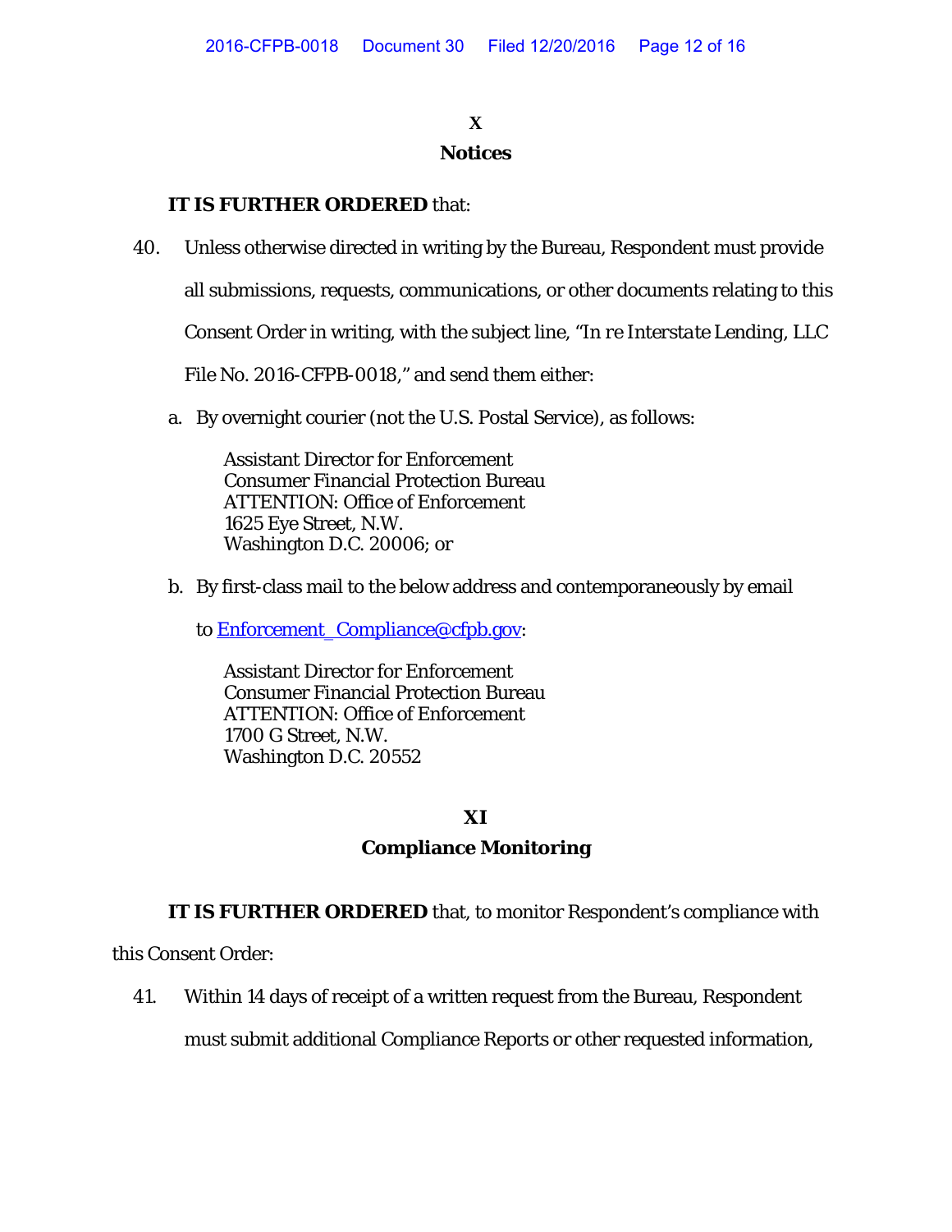## X
## Notices

**IT IS FURTHER ORDERED** that:

40. Unless otherwise directed in writing by the Bureau, Respondent must provide all submissions, requests, communications, or other documents relating to this Consent Order in writing, with the subject line, "*In re Interstate Lending, LLC* File No. 2016-CFPB-0018," and send them either:

    a. By overnight courier (not the U.S. Postal Service), as follows:

        Assistant Director for Enforcement
        Consumer Financial Protection Bureau
        ATTENTION: Office of Enforcement
        1625 Eye Street, N.W.
        Washington D.C. 20006; or

    b. By first-class mail to the below address and contemporaneously by email to Enforcement_Compliance@cfpb.gov:

        Assistant Director for Enforcement
        Consumer Financial Protection Bureau
        ATTENTION: Office of Enforcement
        1700 G Street, N.W.
        Washington D.C. 20552

## XI
## Compliance Monitoring

**IT IS FURTHER ORDERED** that, to monitor Respondent's compliance with this Consent Order:

41. Within 14 days of receipt of a written request from the Bureau, Respondent must submit additional Compliance Reports or other requested information,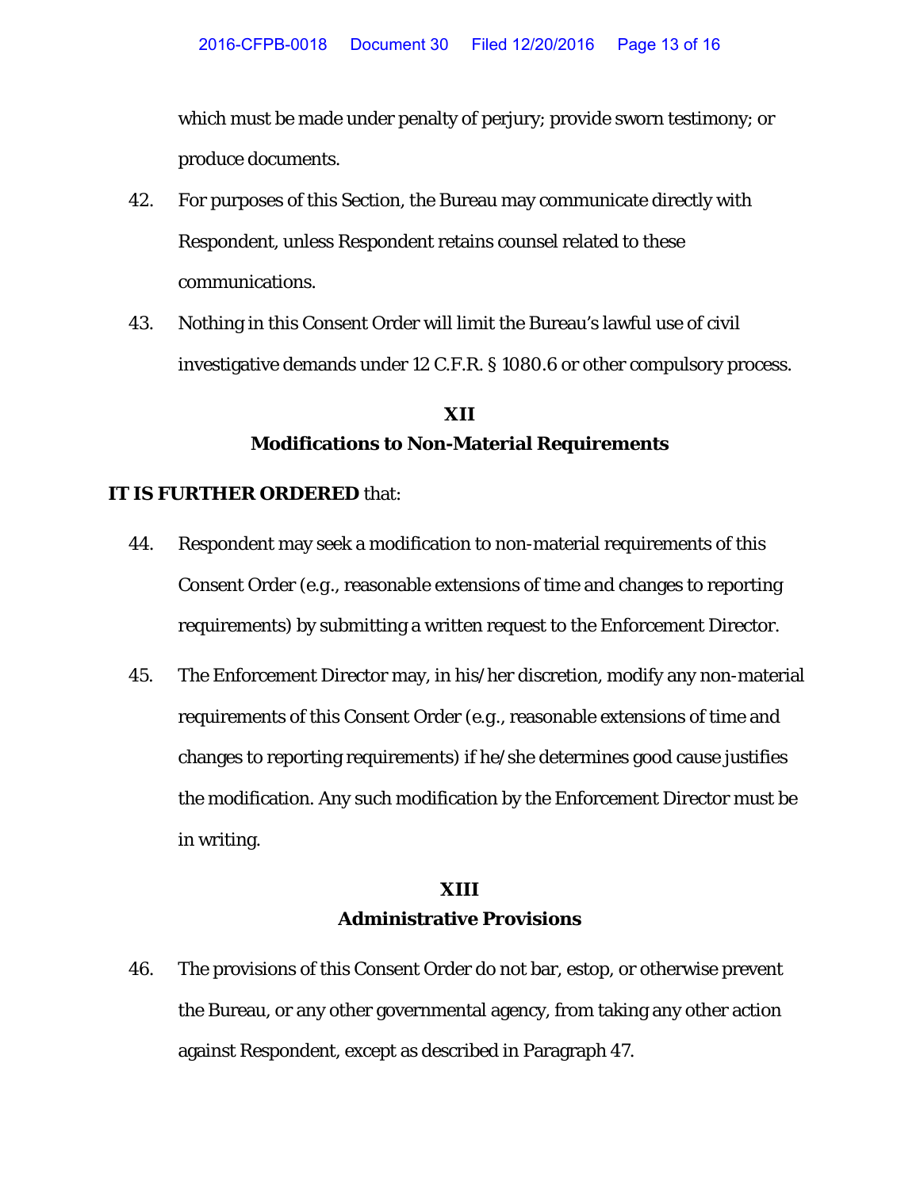which must be made under penalty of perjury; provide sworn testimony; or produce documents.

42. For purposes of this Section, the Bureau may communicate directly with Respondent, unless Respondent retains counsel related to these communications.

43. Nothing in this Consent Order will limit the Bureau's lawful use of civil investigative demands under 12 C.F.R. § 1080.6 or other compulsory process.

## XII
## Modifications to Non-Material Requirements

**IT IS FURTHER ORDERED** that:

44. Respondent may seek a modification to non-material requirements of this Consent Order (e.g., reasonable extensions of time and changes to reporting requirements) by submitting a written request to the Enforcement Director.

45. The Enforcement Director may, in his/her discretion, modify any non-material requirements of this Consent Order (e.g., reasonable extensions of time and changes to reporting requirements) if he/she determines good cause justifies the modification. Any such modification by the Enforcement Director must be in writing.

## XIII
## Administrative Provisions

46. The provisions of this Consent Order do not bar, estop, or otherwise prevent the Bureau, or any other governmental agency, from taking any other action against Respondent, except as described in Paragraph 47.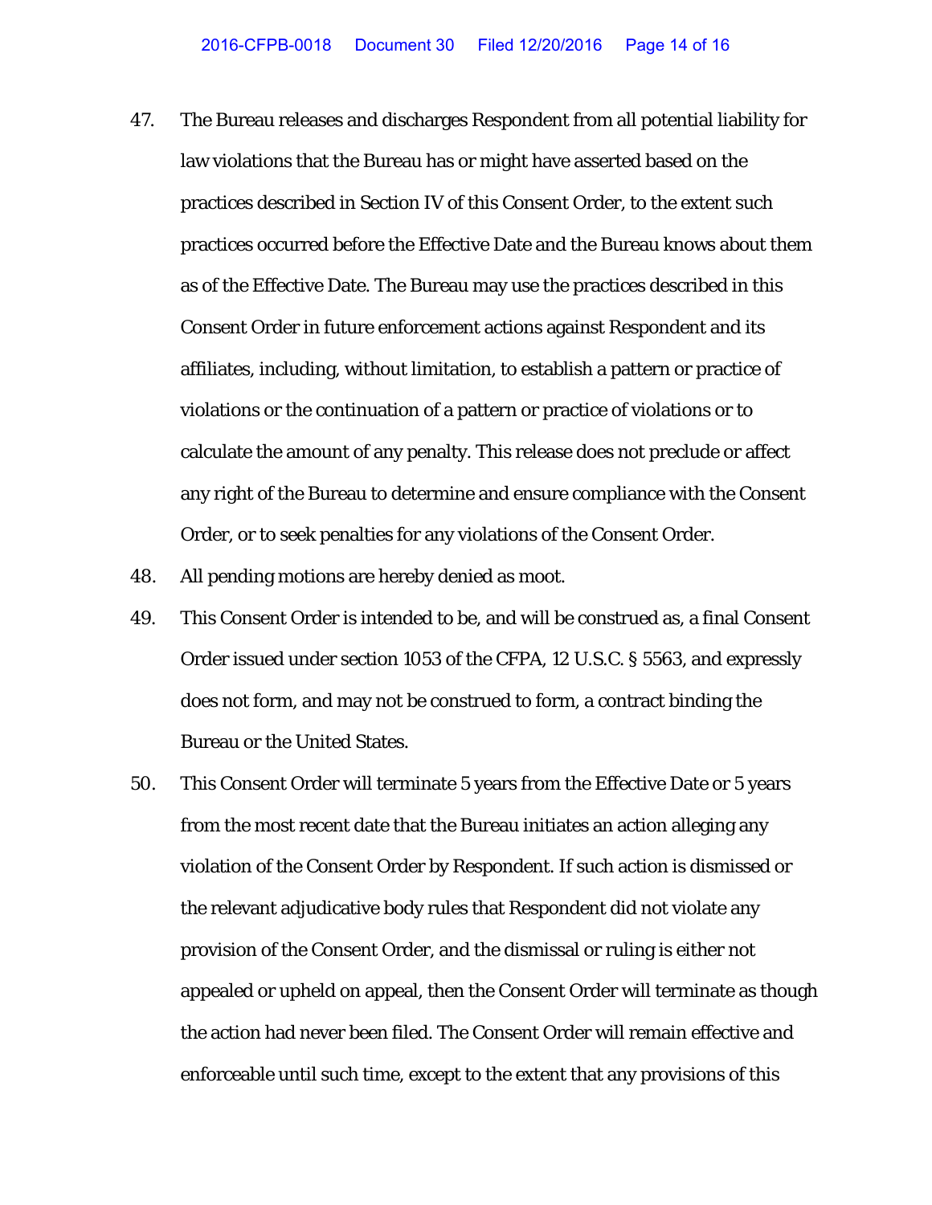47. The Bureau releases and discharges Respondent from all potential liability for law violations that the Bureau has or might have asserted based on the practices described in Section IV of this Consent Order, to the extent such practices occurred before the Effective Date and the Bureau knows about them as of the Effective Date. The Bureau may use the practices described in this Consent Order in future enforcement actions against Respondent and its affiliates, including, without limitation, to establish a pattern or practice of violations or the continuation of a pattern or practice of violations or to calculate the amount of any penalty. This release does not preclude or affect any right of the Bureau to determine and ensure compliance with the Consent Order, or to seek penalties for any violations of the Consent Order.

48. All pending motions are hereby denied as moot.

49. This Consent Order is intended to be, and will be construed as, a final Consent Order issued under section 1053 of the CFPA, 12 U.S.C. § 5563, and expressly does not form, and may not be construed to form, a contract binding the Bureau or the United States.

50. This Consent Order will terminate 5 years from the Effective Date or 5 years from the most recent date that the Bureau initiates an action alleging any violation of the Consent Order by Respondent. If such action is dismissed or the relevant adjudicative body rules that Respondent did not violate any provision of the Consent Order, and the dismissal or ruling is either not appealed or upheld on appeal, then the Consent Order will terminate as though the action had never been filed. The Consent Order will remain effective and enforceable until such time, except to the extent that any provisions of this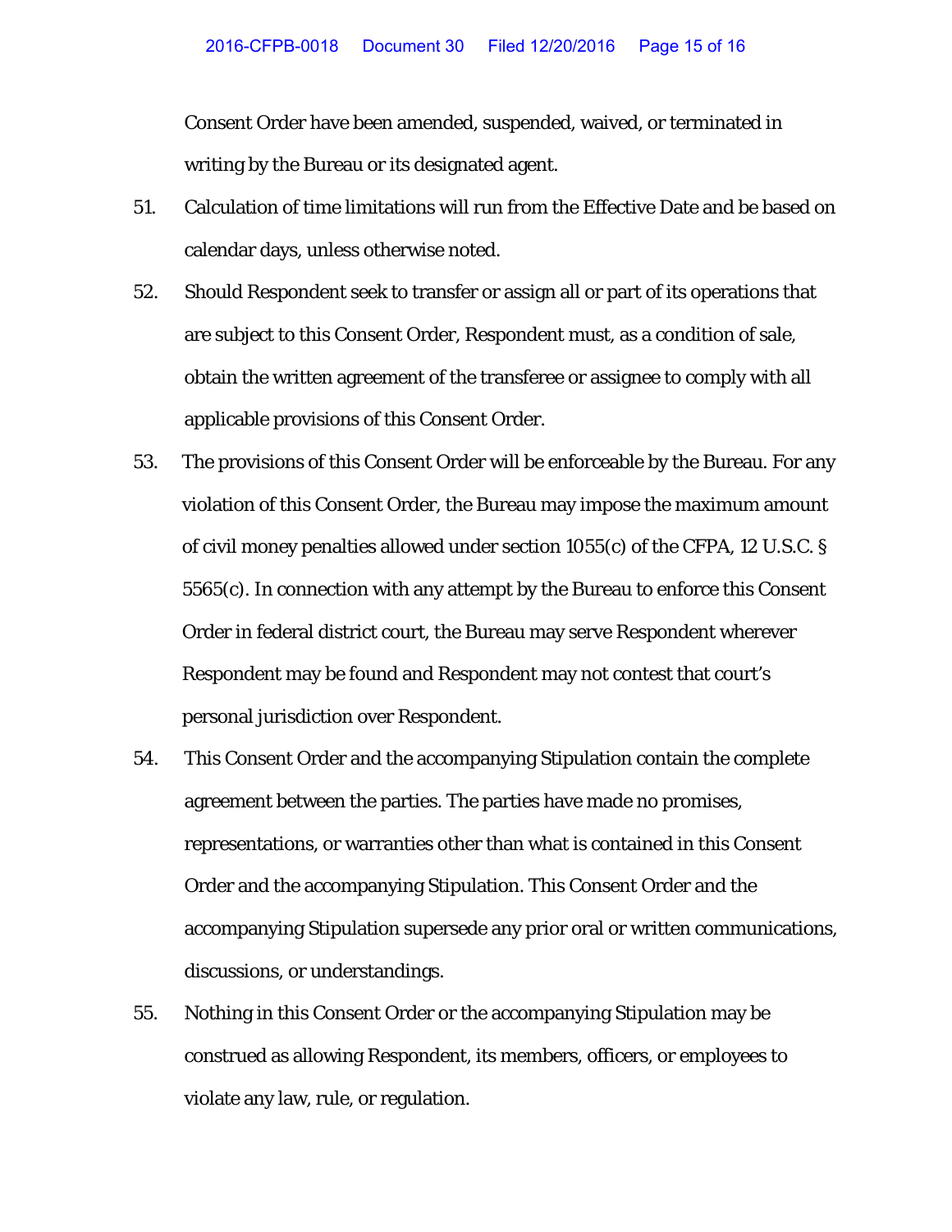Consent Order have been amended, suspended, waived, or terminated in writing by the Bureau or its designated agent.

51. Calculation of time limitations will run from the Effective Date and be based on calendar days, unless otherwise noted.

52. Should Respondent seek to transfer or assign all or part of its operations that are subject to this Consent Order, Respondent must, as a condition of sale, obtain the written agreement of the transferee or assignee to comply with all applicable provisions of this Consent Order.

53. The provisions of this Consent Order will be enforceable by the Bureau. For any violation of this Consent Order, the Bureau may impose the maximum amount of civil money penalties allowed under section 1055(c) of the CFPA, 12 U.S.C. § 5565(c). In connection with any attempt by the Bureau to enforce this Consent Order in federal district court, the Bureau may serve Respondent wherever Respondent may be found and Respondent may not contest that court's personal jurisdiction over Respondent.

54. This Consent Order and the accompanying Stipulation contain the complete agreement between the parties. The parties have made no promises, representations, or warranties other than what is contained in this Consent Order and the accompanying Stipulation. This Consent Order and the accompanying Stipulation supersede any prior oral or written communications, discussions, or understandings.

55. Nothing in this Consent Order or the accompanying Stipulation may be construed as allowing Respondent, its members, officers, or employees to violate any law, rule, or regulation.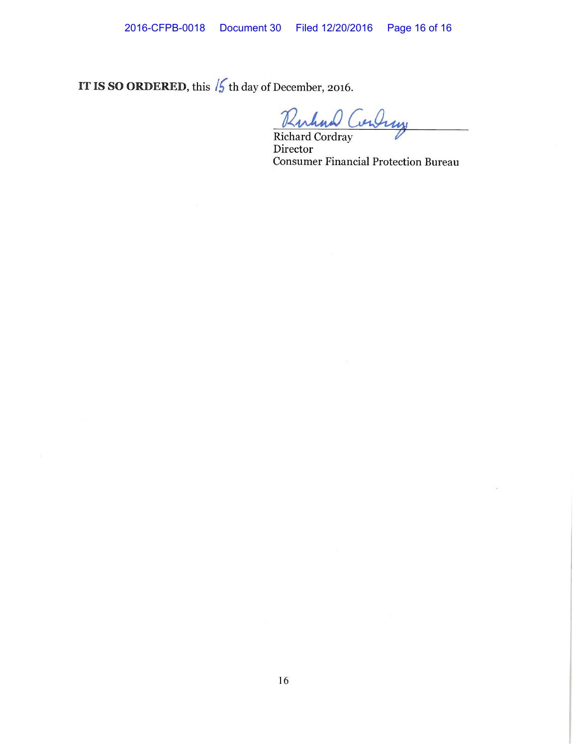**IT IS SO ORDERED**, this 15th day of December, 2016.

Richard Cordray
Director
Consumer Financial Protection Bureau